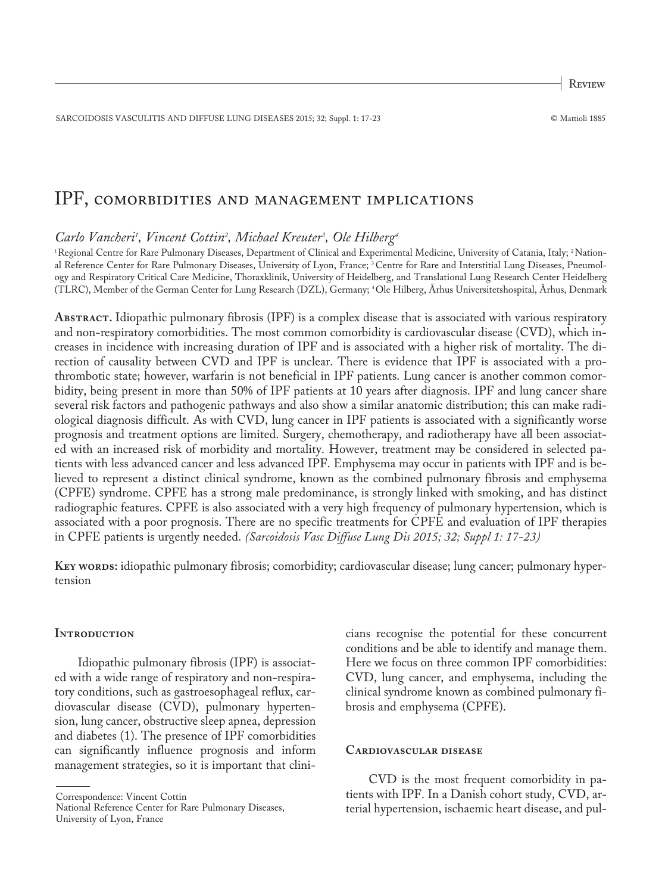Review

# IPF, comorbidities and management implications

*Carlo Vancheri[1], Vincent Cottin[2], Michael Kreuter[3], Ole Hilberg[4]*

[1] Regional Centre for Rare Pulmonary Diseases, Department of Clinical and Experimental Medicine, University of Catania, Italy; [2] National Reference Center for Rare Pulmonary Diseases, University of Lyon, France; [3] Centre for Rare and Interstitial Lung Diseases, Pneumology and Respiratory Critical Care Medicine, Thoraxklinik, University of Heidelberg, and Translational Lung Research Center Heidelberg (TLRC), Member of the German Center for Lung Research (DZL), Germany; [4] Ole Hilberg, Århus Universitetshospital, Århus, Denmark

**Abstract.** Idiopathic pulmonary fibrosis (IPF) is a complex disease that is associated with various respiratory and non-respiratory comorbidities. The most common comorbidity is cardiovascular disease (CVD), which increases in incidence with increasing duration of IPF and is associated with a higher risk of mortality. The direction of causality between CVD and IPF is unclear. There is evidence that IPF is associated with a prothrombotic state; however, warfarin is not beneficial in IPF patients. Lung cancer is another common comorbidity, being present in more than 50% of IPF patients at 10 years after diagnosis. IPF and lung cancer share several risk factors and pathogenic pathways and also show a similar anatomic distribution; this can make radiological diagnosis difficult. As with CVD, lung cancer in IPF patients is associated with a significantly worse prognosis and treatment options are limited. Surgery, chemotherapy, and radiotherapy have all been associated with an increased risk of morbidity and mortality. However, treatment may be considered in selected patients with less advanced cancer and less advanced IPF. Emphysema may occur in patients with IPF and is believed to represent a distinct clinical syndrome, known as the combined pulmonary fibrosis and emphysema (CPFE) syndrome. CPFE has a strong male predominance, is strongly linked with smoking, and has distinct radiographic features. CPFE is also associated with a very high frequency of pulmonary hypertension, which is associated with a poor prognosis. There are no specific treatments for CPFE and evaluation of IPF therapies in CPFE patients is urgently needed. *(Sarcoidosis Vasc Diffuse Lung Dis 2015; 32; Suppl 1: 17-23)*

**Key words:** idiopathic pulmonary fibrosis; comorbidity; cardiovascular disease; lung cancer; pulmonary hypertension

## Introduction

Idiopathic pulmonary fibrosis (IPF) is associated with a wide range of respiratory and non-respiratory conditions, such as gastroesophageal reflux, cardiovascular disease (CVD), pulmonary hypertension, lung cancer, obstructive sleep apnea, depression and diabetes (1). The presence of IPF comorbidities can significantly influence prognosis and inform management strategies, so it is important that clinicians recognise the potential for these concurrent conditions and be able to identify and manage them. Here we focus on three common IPF comorbidities: CVD, lung cancer, and emphysema, including the clinical syndrome known as combined pulmonary fibrosis and emphysema (CPFE).

## Cardiovascular disease

CVD is the most frequent comorbidity in patients with IPF. In a Danish cohort study, CVD, arterial hypertension, ischaemic heart disease, and pul-

Correspondence: Vincent Cottin
National Reference Center for Rare Pulmonary Diseases,
University of Lyon, France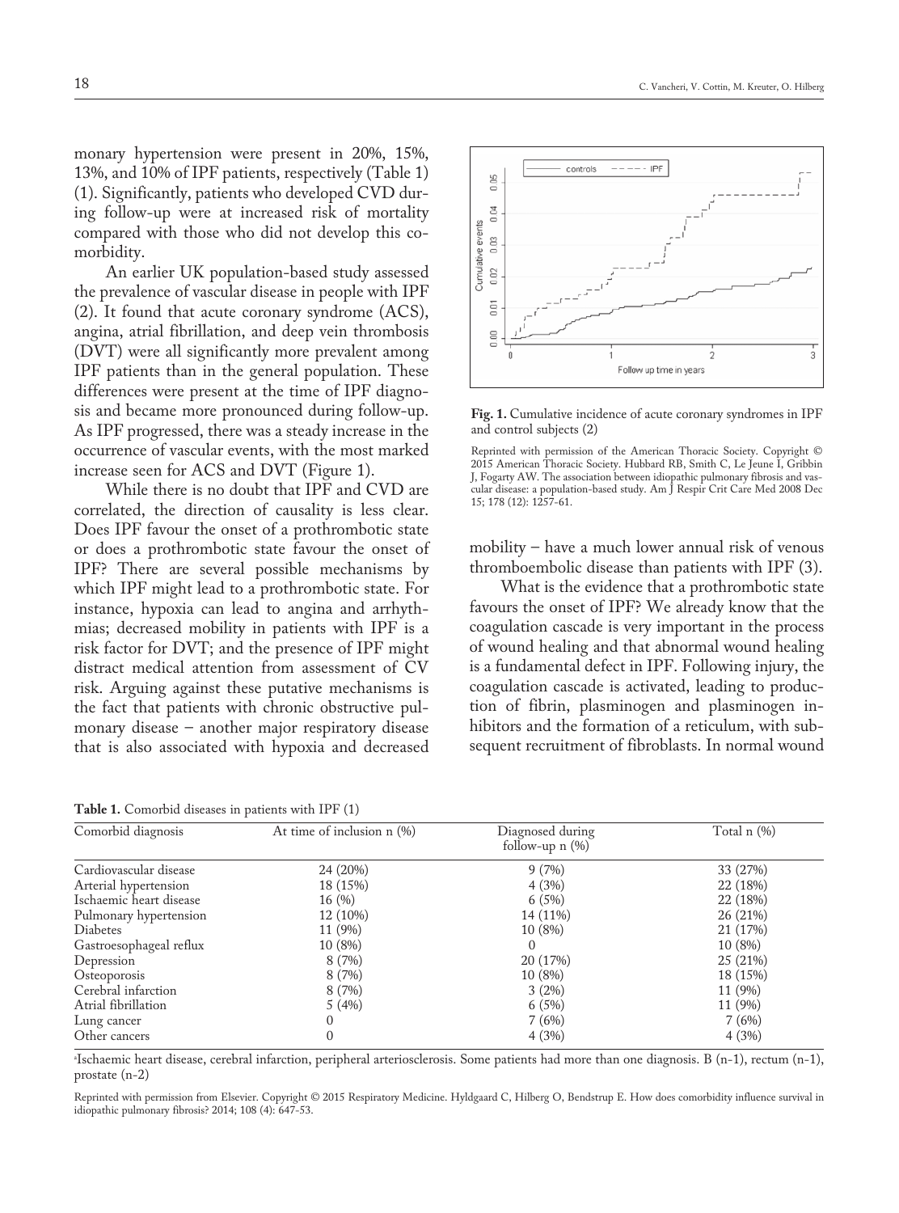monary hypertension were present in 20%, 15%, 13%, and 10% of IPF patients, respectively (Table 1) (1). Significantly, patients who developed CVD during follow-up were at increased risk of mortality compared with those who did not develop this comorbidity.

An earlier UK population-based study assessed the prevalence of vascular disease in people with IPF (2). It found that acute coronary syndrome (ACS), angina, atrial fibrillation, and deep vein thrombosis (DVT) were all significantly more prevalent among IPF patients than in the general population. These differences were present at the time of IPF diagnosis and became more pronounced during follow-up. As IPF progressed, there was a steady increase in the occurrence of vascular events, with the most marked increase seen for ACS and DVT (Figure 1).

While there is no doubt that IPF and CVD are correlated, the direction of causality is less clear. Does IPF favour the onset of a prothrombotic state or does a prothrombotic state favour the onset of IPF? There are several possible mechanisms by which IPF might lead to a prothrombotic state. For instance, hypoxia can lead to angina and arrhythmias; decreased mobility in patients with IPF is a risk factor for DVT; and the presence of IPF might distract medical attention from assessment of CV risk. Arguing against these putative mechanisms is the fact that patients with chronic obstructive pulmonary disease – another major respiratory disease that is also associated with hypoxia and decreased mobility – have a much lower annual risk of venous thromboembolic disease than patients with IPF (3).

**Fig. 1.** Cumulative incidence of acute coronary syndromes in IPF and control subjects (2)

Reprinted with permission of the American Thoracic Society. Copyright © 2015 American Thoracic Society. Hubbard RB, Smith C, Le Jeune I, Gribbin J, Fogarty AW. The association between idiopathic pulmonary fibrosis and vascular disease: a population-based study. Am J Respir Crit Care Med 2008 Dec 15; 178 (12): 1257-61.

What is the evidence that a prothrombotic state favours the onset of IPF? We already know that the coagulation cascade is very important in the process of wound healing and that abnormal wound healing is a fundamental defect in IPF. Following injury, the coagulation cascade is activated, leading to production of fibrin, plasminogen and plasminogen inhibitors and the formation of a reticulum, with subsequent recruitment of fibroblasts. In normal wound

**Table 1.** Comorbid diseases in patients with IPF (1)

| Comorbid diagnosis | At time of inclusion n (%) | Diagnosed during follow-up n (%) | Total n (%) |
|---|---|---|---|
| Cardiovascular disease | 24 (20%) | 9 (7%) | 33 (27%) |
| Arterial hypertension | 18 (15%) | 4 (3%) | 22 (18%) |
| Ischaemic heart disease | 16 (%) | 6 (5%) | 22 (18%) |
| Pulmonary hypertension | 12 (10%) | 14 (11%) | 26 (21%) |
| Diabetes | 11 (9%) | 10 (8%) | 21 (17%) |
| Gastroesophageal reflux | 10 (8%) | 0 | 10 (8%) |
| Depression | 8 (7%) | 20 (17%) | 25 (21%) |
| Osteoporosis | 8 (7%) | 10 (8%) | 18 (15%) |
| Cerebral infarction | 8 (7%) | 3 (2%) | 11 (9%) |
| Atrial fibrillation | 5 (4%) | 6 (5%) | 11 (9%) |
| Lung cancer | 0 | 7 (6%) | 7 (6%) |
| Other cancers | 0 | 4 (3%) | 4 (3%) |

[a]Ischaemic heart disease, cerebral infarction, peripheral arteriosclerosis. Some patients had more than one diagnosis. B (n-1), rectum (n-1), prostate (n-2)

Reprinted with permission from Elsevier. Copyright © 2015 Respiratory Medicine. Hyldgaard C, Hilberg O, Bendstrup E. How does comorbidity influence survival in idiopathic pulmonary fibrosis? 2014; 108 (4): 647-53.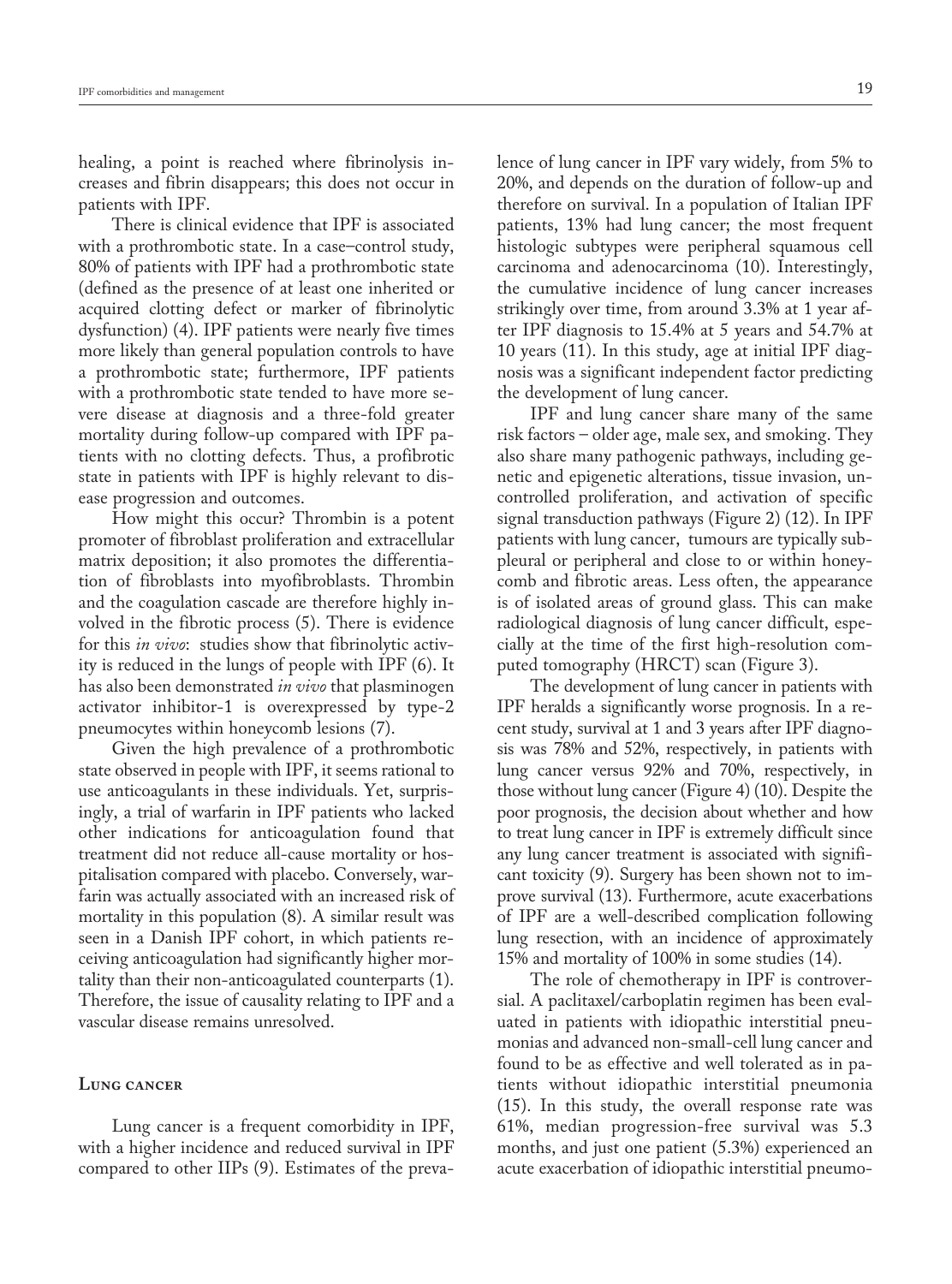healing, a point is reached where fibrinolysis increases and fibrin disappears; this does not occur in patients with IPF.

There is clinical evidence that IPF is associated with a prothrombotic state. In a case–control study, 80% of patients with IPF had a prothrombotic state (defined as the presence of at least one inherited or acquired clotting defect or marker of fibrinolytic dysfunction) (4). IPF patients were nearly five times more likely than general population controls to have a prothrombotic state; furthermore, IPF patients with a prothrombotic state tended to have more severe disease at diagnosis and a three-fold greater mortality during follow-up compared with IPF patients with no clotting defects. Thus, a profibrotic state in patients with IPF is highly relevant to disease progression and outcomes.

How might this occur? Thrombin is a potent promoter of fibroblast proliferation and extracellular matrix deposition; it also promotes the differentiation of fibroblasts into myofibroblasts. Thrombin and the coagulation cascade are therefore highly involved in the fibrotic process (5). There is evidence for this *in vivo*: studies show that fibrinolytic activity is reduced in the lungs of people with IPF (6). It has also been demonstrated *in vivo* that plasminogen activator inhibitor-1 is overexpressed by type-2 pneumocytes within honeycomb lesions (7).

Given the high prevalence of a prothrombotic state observed in people with IPF, it seems rational to use anticoagulants in these individuals. Yet, surprisingly, a trial of warfarin in IPF patients who lacked other indications for anticoagulation found that treatment did not reduce all-cause mortality or hospitalisation compared with placebo. Conversely, warfarin was actually associated with an increased risk of mortality in this population (8). A similar result was seen in a Danish IPF cohort, in which patients receiving anticoagulation had significantly higher mortality than their non-anticoagulated counterparts (1). Therefore, the issue of causality relating to IPF and a vascular disease remains unresolved.

## Lung cancer

Lung cancer is a frequent comorbidity in IPF, with a higher incidence and reduced survival in IPF compared to other IIPs (9). Estimates of the prevalence of lung cancer in IPF vary widely, from 5% to 20%, and depends on the duration of follow-up and therefore on survival. In a population of Italian IPF patients, 13% had lung cancer; the most frequent histologic subtypes were peripheral squamous cell carcinoma and adenocarcinoma (10). Interestingly, the cumulative incidence of lung cancer increases strikingly over time, from around 3.3% at 1 year after IPF diagnosis to 15.4% at 5 years and 54.7% at 10 years (11). In this study, age at initial IPF diagnosis was a significant independent factor predicting the development of lung cancer.

IPF and lung cancer share many of the same risk factors – older age, male sex, and smoking. They also share many pathogenic pathways, including genetic and epigenetic alterations, tissue invasion, uncontrolled proliferation, and activation of specific signal transduction pathways (Figure 2) (12). In IPF patients with lung cancer, tumours are typically subpleural or peripheral and close to or within honeycomb and fibrotic areas. Less often, the appearance is of isolated areas of ground glass. This can make radiological diagnosis of lung cancer difficult, especially at the time of the first high-resolution computed tomography (HRCT) scan (Figure 3).

The development of lung cancer in patients with IPF heralds a significantly worse prognosis. In a recent study, survival at 1 and 3 years after IPF diagnosis was 78% and 52%, respectively, in patients with lung cancer versus 92% and 70%, respectively, in those without lung cancer (Figure 4) (10). Despite the poor prognosis, the decision about whether and how to treat lung cancer in IPF is extremely difficult since any lung cancer treatment is associated with significant toxicity (9). Surgery has been shown not to improve survival (13). Furthermore, acute exacerbations of IPF are a well-described complication following lung resection, with an incidence of approximately 15% and mortality of 100% in some studies (14).

The role of chemotherapy in IPF is controversial. A paclitaxel/carboplatin regimen has been evaluated in patients with idiopathic interstitial pneumonias and advanced non-small-cell lung cancer and found to be as effective and well tolerated as in patients without idiopathic interstitial pneumonia (15). In this study, the overall response rate was 61%, median progression-free survival was 5.3 months, and just one patient (5.3%) experienced an acute exacerbation of idiopathic interstitial pneumo-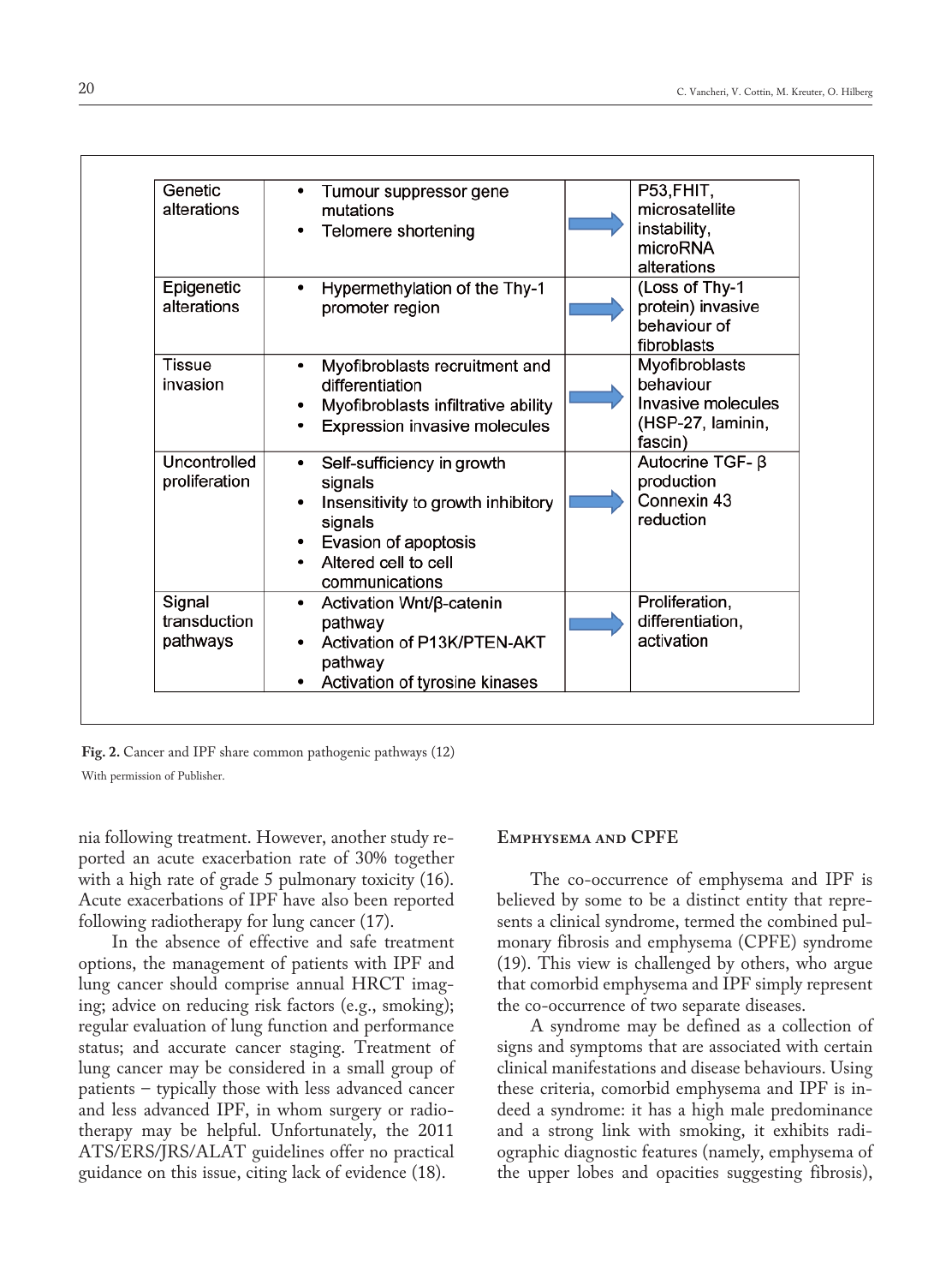| Genetic alterations | • Tumour suppressor gene mutations<br>• Telomere shortening | → | P53,FHIT, microsatellite instability, microRNA alterations |
|---|---|---|---|
| Epigenetic alterations | • Hypermethylation of the Thy-1 promoter region | → | (Loss of Thy-1 protein) invasive behaviour of fibroblasts |
| Tissue invasion | • Myofibroblasts recruitment and differentiation<br>• Myofibroblasts infiltrative ability<br>• Expression invasive molecules | → | Myofibroblasts behaviour Invasive molecules (HSP-27, laminin, fascin) |
| Uncontrolled proliferation | • Self-sufficiency in growth signals<br>• Insensitivity to growth inhibitory signals<br>• Evasion of apoptosis<br>• Altered cell to cell communications | → | Autocrine TGF- β production Connexin 43 reduction |
| Signal transduction pathways | • Activation Wnt/β-catenin pathway<br>• Activation of P13K/PTEN-AKT pathway<br>• Activation of tyrosine kinases | → | Proliferation, differentiation, activation |

**Fig. 2.** Cancer and IPF share common pathogenic pathways (12)

With permission of Publisher.

nia following treatment. However, another study reported an acute exacerbation rate of 30% together with a high rate of grade 5 pulmonary toxicity (16). Acute exacerbations of IPF have also been reported following radiotherapy for lung cancer (17).

In the absence of effective and safe treatment options, the management of patients with IPF and lung cancer should comprise annual HRCT imaging; advice on reducing risk factors (e.g., smoking); regular evaluation of lung function and performance status; and accurate cancer staging. Treatment of lung cancer may be considered in a small group of patients – typically those with less advanced cancer and less advanced IPF, in whom surgery or radiotherapy may be helpful. Unfortunately, the 2011 ATS/ERS/JRS/ALAT guidelines offer no practical guidance on this issue, citing lack of evidence (18).

## Emphysema and CPFE

The co-occurrence of emphysema and IPF is believed by some to be a distinct entity that represents a clinical syndrome, termed the combined pulmonary fibrosis and emphysema (CPFE) syndrome (19). This view is challenged by others, who argue that comorbid emphysema and IPF simply represent the co-occurrence of two separate diseases.

A syndrome may be defined as a collection of signs and symptoms that are associated with certain clinical manifestations and disease behaviours. Using these criteria, comorbid emphysema and IPF is indeed a syndrome: it has a high male predominance and a strong link with smoking, it exhibits radiographic diagnostic features (namely, emphysema of the upper lobes and opacities suggesting fibrosis),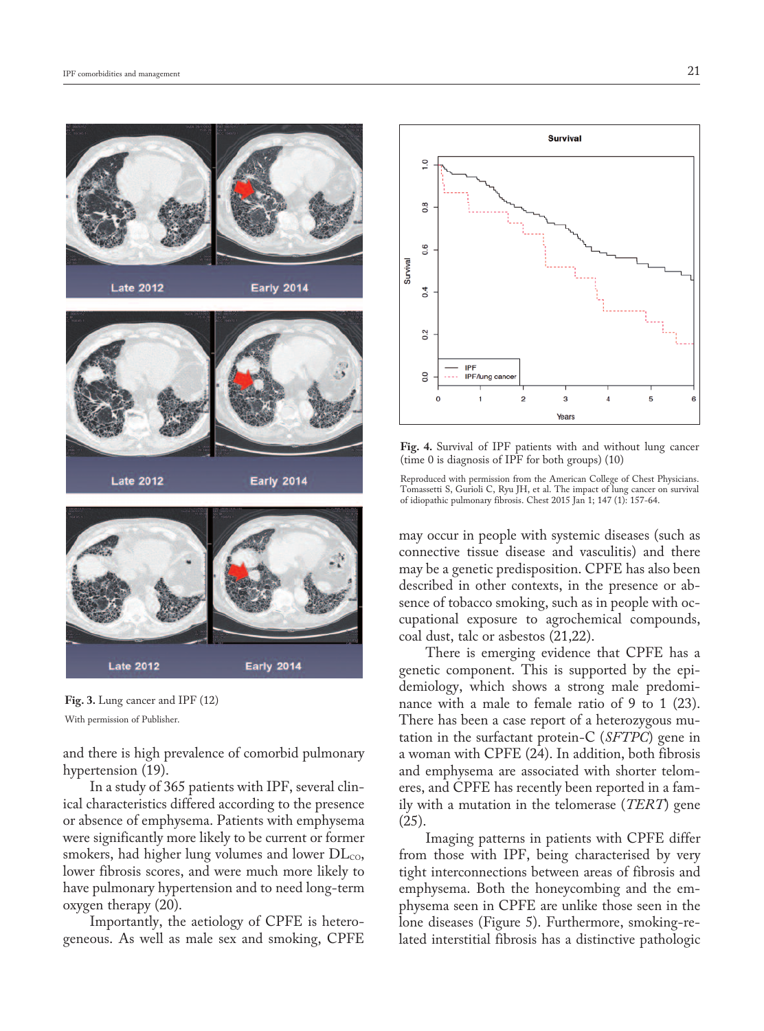Fig. 3. Lung cancer and IPF (12)

With permission of Publisher.

and there is high prevalence of comorbid pulmonary hypertension (19).

In a study of 365 patients with IPF, several clinical characteristics differed according to the presence or absence of emphysema. Patients with emphysema were significantly more likely to be current or former smokers, had higher lung volumes and lower $DL_{CO}$, lower fibrosis scores, and were much more likely to have pulmonary hypertension and to need long-term oxygen therapy (20).

Importantly, the aetiology of CPFE is heterogeneous. As well as male sex and smoking, CPFE may occur in people with systemic diseases (such as connective tissue disease and vasculitis) and there may be a genetic predisposition. CPFE has also been described in other contexts, in the presence or absence of tobacco smoking, such as in people with occupational exposure to agrochemical compounds, coal dust, talc or asbestos (21,22).

There is emerging evidence that CPFE has a genetic component. This is supported by the epidemiology, which shows a strong male predominance with a male to female ratio of 9 to 1 (23). There has been a case report of a heterozygous mutation in the surfactant protein-C (*SFTPC*) gene in a woman with CPFE (24). In addition, both fibrosis and emphysema are associated with shorter telomeres, and CPFE has recently been reported in a family with a mutation in the telomerase (*TERT*) gene (25).

Imaging patterns in patients with CPFE differ from those with IPF, being characterised by very tight interconnections between areas of fibrosis and emphysema. Both the honeycombing and the emphysema seen in CPFE are unlike those seen in the lone diseases (Figure 5). Furthermore, smoking-related interstitial fibrosis has a distinctive pathologic

Fig. 4. Survival of IPF patients with and without lung cancer (time 0 is diagnosis of IPF for both groups) (10)

Reproduced with permission from the American College of Chest Physicians. Tomassetti S, Gurioli C, Ryu JH, et al. The impact of lung cancer on survival of idiopathic pulmonary fibrosis. Chest 2015 Jan 1; 147 (1): 157-64.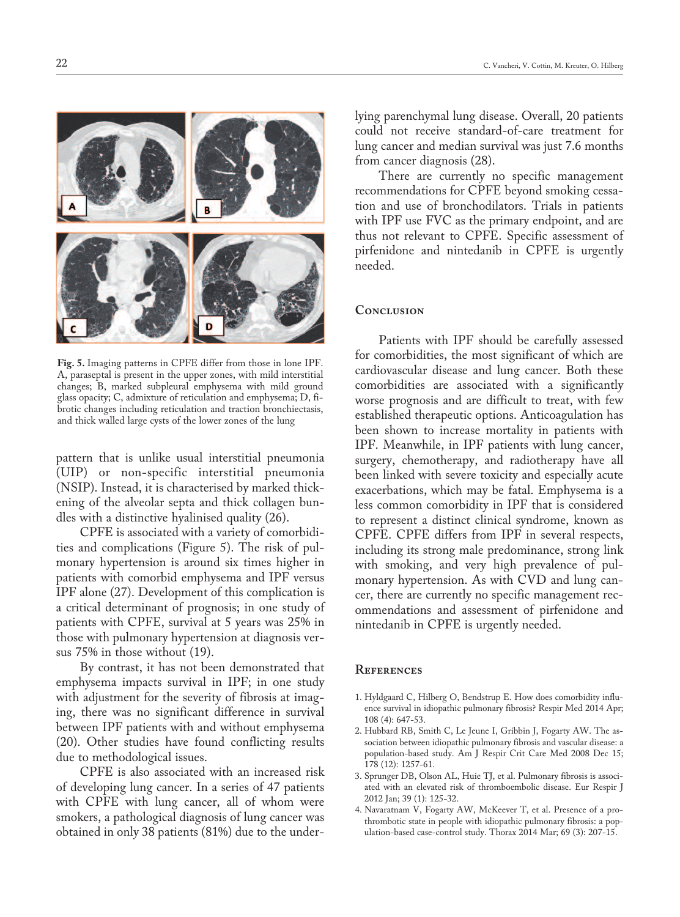Fig. 5. Imaging patterns in CPFE differ from those in lone IPF. A, paraseptal is present in the upper zones, with mild interstitial changes; B, marked subpleural emphysema with mild ground glass opacity; C, admixture of reticulation and emphysema; D, fibrotic changes including reticulation and traction bronchiectasis, and thick walled large cysts of the lower zones of the lung

pattern that is unlike usual interstitial pneumonia (UIP) or non-specific interstitial pneumonia (NSIP). Instead, it is characterised by marked thickening of the alveolar septa and thick collagen bundles with a distinctive hyalinised quality (26).

CPFE is associated with a variety of comorbidities and complications (Figure 5). The risk of pulmonary hypertension is around six times higher in patients with comorbid emphysema and IPF versus IPF alone (27). Development of this complication is a critical determinant of prognosis; in one study of patients with CPFE, survival at 5 years was 25% in those with pulmonary hypertension at diagnosis versus 75% in those without (19).

By contrast, it has not been demonstrated that emphysema impacts survival in IPF; in one study with adjustment for the severity of fibrosis at imaging, there was no significant difference in survival between IPF patients with and without emphysema (20). Other studies have found conflicting results due to methodological issues.

CPFE is also associated with an increased risk of developing lung cancer. In a series of 47 patients with CPFE with lung cancer, all of whom were smokers, a pathological diagnosis of lung cancer was obtained in only 38 patients (81%) due to the underlying parenchymal lung disease. Overall, 20 patients could not receive standard-of-care treatment for lung cancer and median survival was just 7.6 months from cancer diagnosis (28).

There are currently no specific management recommendations for CPFE beyond smoking cessation and use of bronchodilators. Trials in patients with IPF use FVC as the primary endpoint, and are thus not relevant to CPFE. Specific assessment of pirfenidone and nintedanib in CPFE is urgently needed.

## Conclusion

Patients with IPF should be carefully assessed for comorbidities, the most significant of which are cardiovascular disease and lung cancer. Both these comorbidities are associated with a significantly worse prognosis and are difficult to treat, with few established therapeutic options. Anticoagulation has been shown to increase mortality in patients with IPF. Meanwhile, in IPF patients with lung cancer, surgery, chemotherapy, and radiotherapy have all been linked with severe toxicity and especially acute exacerbations, which may be fatal. Emphysema is a less common comorbidity in IPF that is considered to represent a distinct clinical syndrome, known as CPFE. CPFE differs from IPF in several respects, including its strong male predominance, strong link with smoking, and very high prevalence of pulmonary hypertension. As with CVD and lung cancer, there are currently no specific management recommendations and assessment of pirfenidone and nintedanib in CPFE is urgently needed.

## References

1. Hyldgaard C, Hilberg O, Bendstrup E. How does comorbidity influence survival in idiopathic pulmonary fibrosis? Respir Med 2014 Apr; 108 (4): 647-53.
2. Hubbard RB, Smith C, Le Jeune I, Gribbin J, Fogarty AW. The association between idiopathic pulmonary fibrosis and vascular disease: a population-based study. Am J Respir Crit Care Med 2008 Dec 15; 178 (12): 1257-61.
3. Sprunger DB, Olson AL, Huie TJ, et al. Pulmonary fibrosis is associated with an elevated risk of thromboembolic disease. Eur Respir J 2012 Jan; 39 (1): 125-32.
4. Navaratnam V, Fogarty AW, McKeever T, et al. Presence of a prothrombotic state in people with idiopathic pulmonary fibrosis: a population-based case-control study. Thorax 2014 Mar; 69 (3): 207-15.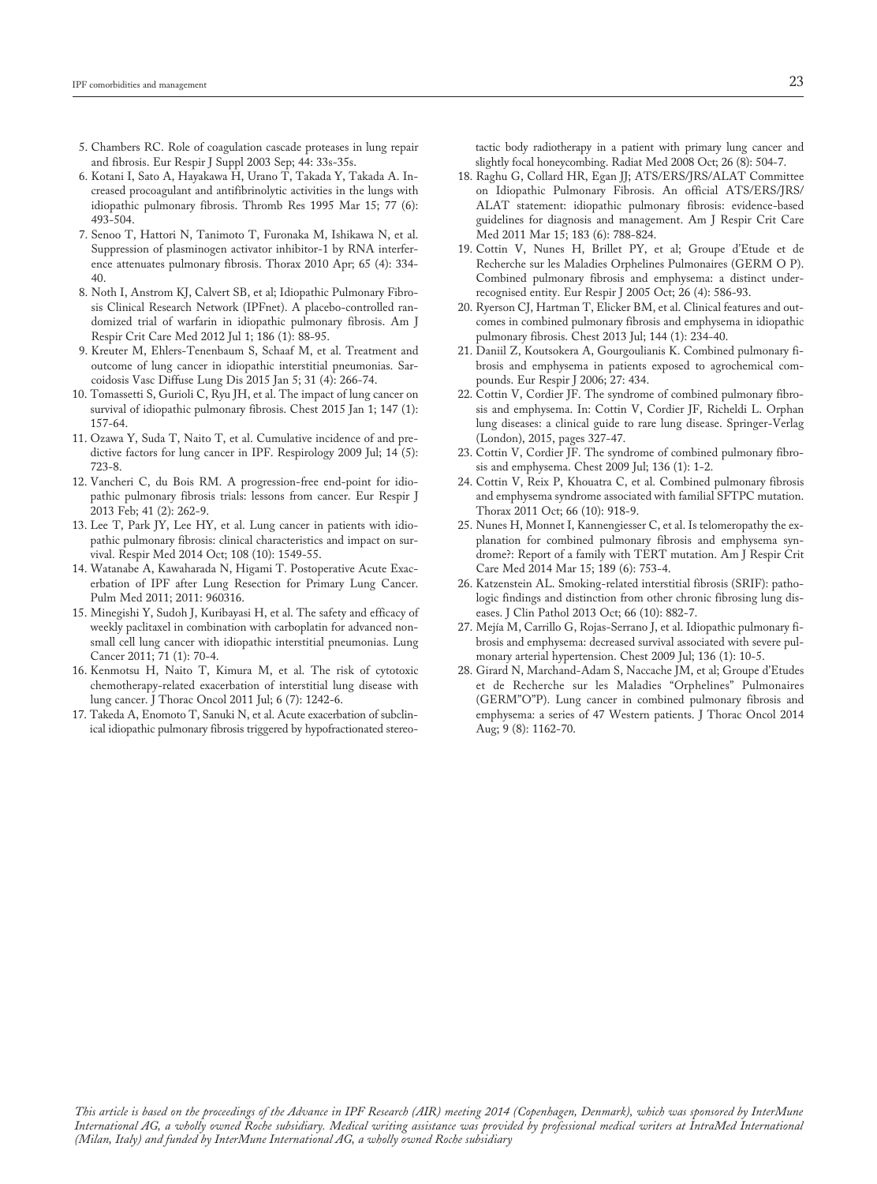5. Chambers RC. Role of coagulation cascade proteases in lung repair and fibrosis. Eur Respir J Suppl 2003 Sep; 44: 33s-35s.
6. Kotani I, Sato A, Hayakawa H, Urano T, Takada Y, Takada A. Increased procoagulant and antifibrinolytic activities in the lungs with idiopathic pulmonary fibrosis. Thromb Res 1995 Mar 15; 77 (6): 493-504.
7. Senoo T, Hattori N, Tanimoto T, Furonaka M, Ishikawa N, et al. Suppression of plasminogen activator inhibitor-1 by RNA interference attenuates pulmonary fibrosis. Thorax 2010 Apr; 65 (4): 334-40.
8. Noth I, Anstrom KJ, Calvert SB, et al; Idiopathic Pulmonary Fibrosis Clinical Research Network (IPFnet). A placebo-controlled randomized trial of warfarin in idiopathic pulmonary fibrosis. Am J Respir Crit Care Med 2012 Jul 1; 186 (1): 88-95.
9. Kreuter M, Ehlers-Tenenbaum S, Schaaf M, et al. Treatment and outcome of lung cancer in idiopathic interstitial pneumonias. Sarcoidosis Vasc Diffuse Lung Dis 2015 Jan 5; 31 (4): 266-74.
10. Tomassetti S, Gurioli C, Ryu JH, et al. The impact of lung cancer on survival of idiopathic pulmonary fibrosis. Chest 2015 Jan 1; 147 (1): 157-64.
11. Ozawa Y, Suda T, Naito T, et al. Cumulative incidence of and predictive factors for lung cancer in IPF. Respirology 2009 Jul; 14 (5): 723-8.
12. Vancheri C, du Bois RM. A progression-free end-point for idiopathic pulmonary fibrosis trials: lessons from cancer. Eur Respir J 2013 Feb; 41 (2): 262-9.
13. Lee T, Park JY, Lee HY, et al. Lung cancer in patients with idiopathic pulmonary fibrosis: clinical characteristics and impact on survival. Respir Med 2014 Oct; 108 (10): 1549-55.
14. Watanabe A, Kawaharada N, Higami T. Postoperative Acute Exacerbation of IPF after Lung Resection for Primary Lung Cancer. Pulm Med 2011; 2011: 960316.
15. Minegishi Y, Sudoh J, Kuribayasi H, et al. The safety and efficacy of weekly paclitaxel in combination with carboplatin for advanced non-small cell lung cancer with idiopathic interstitial pneumonias. Lung Cancer 2011; 71 (1): 70-4.
16. Kenmotsu H, Naito T, Kimura M, et al. The risk of cytotoxic chemotherapy-related exacerbation of interstitial lung disease with lung cancer. J Thorac Oncol 2011 Jul; 6 (7): 1242-6.
17. Takeda A, Enomoto T, Sanuki N, et al. Acute exacerbation of subclinical idiopathic pulmonary fibrosis triggered by hypofractionated stereotactic body radiotherapy in a patient with primary lung cancer and slightly focal honeycombing. Radiat Med 2008 Oct; 26 (8): 504-7.
18. Raghu G, Collard HR, Egan JJ; ATS/ERS/JRS/ALAT Committee on Idiopathic Pulmonary Fibrosis. An official ATS/ERS/JRS/ALAT statement: idiopathic pulmonary fibrosis: evidence-based guidelines for diagnosis and management. Am J Respir Crit Care Med 2011 Mar 15; 183 (6): 788-824.
19. Cottin V, Nunes H, Brillet PY, et al; Groupe d'Etude et de Recherche sur les Maladies Orphelines Pulmonaires (GERM O P). Combined pulmonary fibrosis and emphysema: a distinct underrecognised entity. Eur Respir J 2005 Oct; 26 (4): 586-93.
20. Ryerson CJ, Hartman T, Elicker BM, et al. Clinical features and outcomes in combined pulmonary fibrosis and emphysema in idiopathic pulmonary fibrosis. Chest 2013 Jul; 144 (1): 234-40.
21. Daniil Z, Koutsokera A, Gourgoulianis K. Combined pulmonary fibrosis and emphysema in patients exposed to agrochemical compounds. Eur Respir J 2006; 27: 434.
22. Cottin V, Cordier JF. The syndrome of combined pulmonary fibrosis and emphysema. In: Cottin V, Cordier JF, Richeldi L. Orphan lung diseases: a clinical guide to rare lung disease. Springer-Verlag (London), 2015, pages 327-47.
23. Cottin V, Cordier JF. The syndrome of combined pulmonary fibrosis and emphysema. Chest 2009 Jul; 136 (1): 1-2.
24. Cottin V, Reix P, Khouatra C, et al. Combined pulmonary fibrosis and emphysema syndrome associated with familial SFTPC mutation. Thorax 2011 Oct; 66 (10): 918-9.
25. Nunes H, Monnet I, Kannengiesser C, et al. Is telomeropathy the explanation for combined pulmonary fibrosis and emphysema syndrome?: Report of a family with TERT mutation. Am J Respir Crit Care Med 2014 Mar 15; 189 (6): 753-4.
26. Katzenstein AL. Smoking-related interstitial fibrosis (SRIF): pathologic findings and distinction from other chronic fibrosing lung diseases. J Clin Pathol 2013 Oct; 66 (10): 882-7.
27. Mejía M, Carrillo G, Rojas-Serrano J, et al. Idiopathic pulmonary fibrosis and emphysema: decreased survival associated with severe pulmonary arterial hypertension. Chest 2009 Jul; 136 (1): 10-5.
28. Girard N, Marchand-Adam S, Naccache JM, et al; Groupe d'Etudes et de Recherche sur les Maladies "Orphelines" Pulmonaires (GERM"O"P). Lung cancer in combined pulmonary fibrosis and emphysema: a series of 47 Western patients. J Thorac Oncol 2014 Aug; 9 (8): 1162-70.

*This article is based on the proceedings of the Advance in IPF Research (AIR) meeting 2014 (Copenhagen, Denmark), which was sponsored by InterMune International AG, a wholly owned Roche subsidiary. Medical writing assistance was provided by professional medical writers at IntraMed International (Milan, Italy) and funded by InterMune International AG, a wholly owned Roche subsidiary*